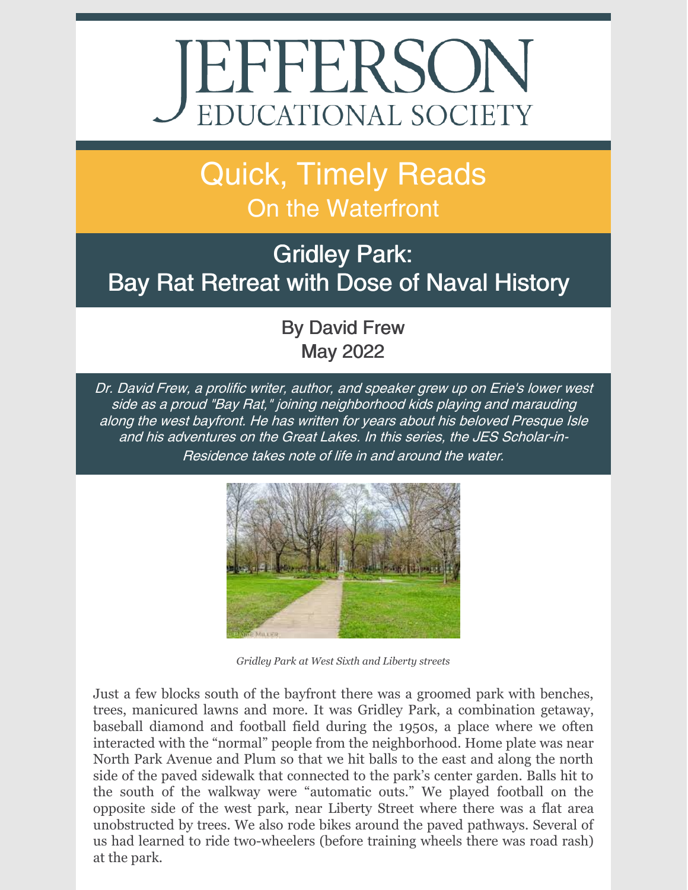# JEFFERSON EDUCATIONAL SOCIETY

## Quick, Timely Reads
### On the Waterfront

## Gridley Park: Bay Rat Retreat with Dose of Naval History

By David Frew
May 2022

*Dr. David Frew, a prolific writer, author, and speaker grew up on Erie's lower west side as a proud "Bay Rat," joining neighborhood kids playing and marauding along the west bayfront. He has written for years about his beloved Presque Isle and his adventures on the Great Lakes. In this series, the JES Scholar-in-Residence takes note of life in and around the water.*

*Gridley Park at West Sixth and Liberty streets*

Just a few blocks south of the bayfront there was a groomed park with benches, trees, manicured lawns and more. It was Gridley Park, a combination getaway, baseball diamond and football field during the 1950s, a place where we often interacted with the "normal" people from the neighborhood. Home plate was near North Park Avenue and Plum so that we hit balls to the east and along the north side of the paved sidewalk that connected to the park's center garden. Balls hit to the south of the walkway were "automatic outs." We played football on the opposite side of the west park, near Liberty Street where there was a flat area unobstructed by trees. We also rode bikes around the paved pathways. Several of us had learned to ride two-wheelers (before training wheels there was road rash) at the park.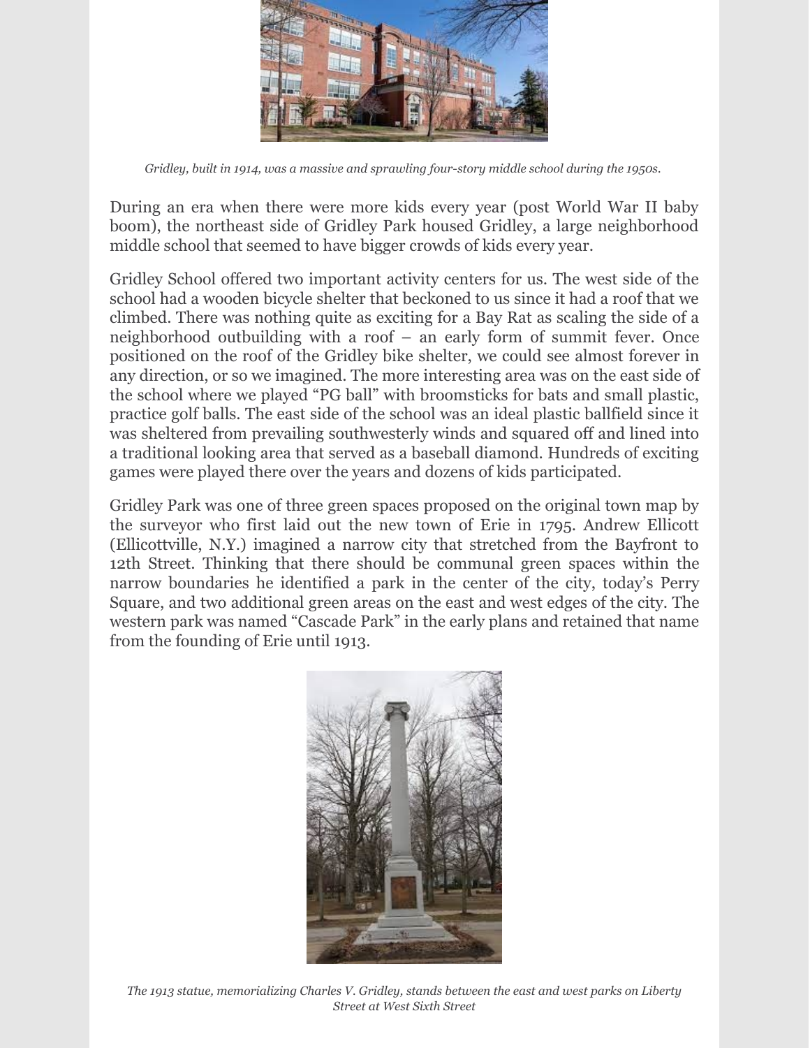*Gridley, built in 1914, was a massive and sprawling four-story middle school during the 1950s.*

During an era when there were more kids every year (post World War II baby boom), the northeast side of Gridley Park housed Gridley, a large neighborhood middle school that seemed to have bigger crowds of kids every year.

Gridley School offered two important activity centers for us. The west side of the school had a wooden bicycle shelter that beckoned to us since it had a roof that we climbed. There was nothing quite as exciting for a Bay Rat as scaling the side of a neighborhood outbuilding with a roof – an early form of summit fever. Once positioned on the roof of the Gridley bike shelter, we could see almost forever in any direction, or so we imagined. The more interesting area was on the east side of the school where we played "PG ball" with broomsticks for bats and small plastic, practice golf balls. The east side of the school was an ideal plastic ballfield since it was sheltered from prevailing southwesterly winds and squared off and lined into a traditional looking area that served as a baseball diamond. Hundreds of exciting games were played there over the years and dozens of kids participated.

Gridley Park was one of three green spaces proposed on the original town map by the surveyor who first laid out the new town of Erie in 1795. Andrew Ellicott (Ellicottville, N.Y.) imagined a narrow city that stretched from the Bayfront to 12th Street. Thinking that there should be communal green spaces within the narrow boundaries he identified a park in the center of the city, today's Perry Square, and two additional green areas on the east and west edges of the city. The western park was named "Cascade Park" in the early plans and retained that name from the founding of Erie until 1913.

*The 1913 statue, memorializing Charles V. Gridley, stands between the east and west parks on Liberty Street at West Sixth Street*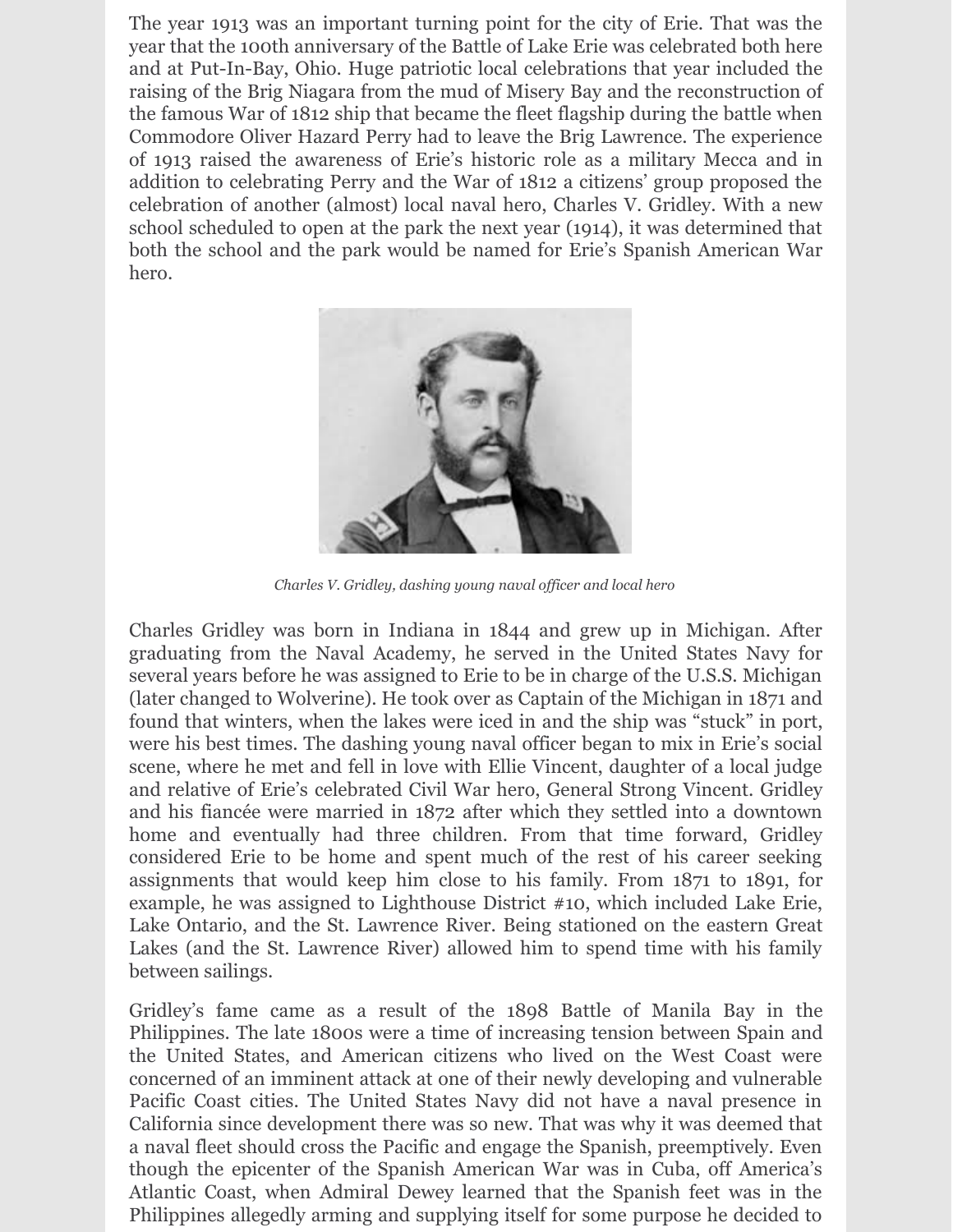The year 1913 was an important turning point for the city of Erie. That was the year that the 100th anniversary of the Battle of Lake Erie was celebrated both here and at Put-In-Bay, Ohio. Huge patriotic local celebrations that year included the raising of the Brig Niagara from the mud of Misery Bay and the reconstruction of the famous War of 1812 ship that became the fleet flagship during the battle when Commodore Oliver Hazard Perry had to leave the Brig Lawrence. The experience of 1913 raised the awareness of Erie's historic role as a military Mecca and in addition to celebrating Perry and the War of 1812 a citizens' group proposed the celebration of another (almost) local naval hero, Charles V. Gridley. With a new school scheduled to open at the park the next year (1914), it was determined that both the school and the park would be named for Erie's Spanish American War hero.

*Charles V. Gridley, dashing young naval officer and local hero*

Charles Gridley was born in Indiana in 1844 and grew up in Michigan. After graduating from the Naval Academy, he served in the United States Navy for several years before he was assigned to Erie to be in charge of the U.S.S. Michigan (later changed to Wolverine). He took over as Captain of the Michigan in 1871 and found that winters, when the lakes were iced in and the ship was "stuck" in port, were his best times. The dashing young naval officer began to mix in Erie's social scene, where he met and fell in love with Ellie Vincent, daughter of a local judge and relative of Erie's celebrated Civil War hero, General Strong Vincent. Gridley and his fiancée were married in 1872 after which they settled into a downtown home and eventually had three children. From that time forward, Gridley considered Erie to be home and spent much of the rest of his career seeking assignments that would keep him close to his family. From 1871 to 1891, for example, he was assigned to Lighthouse District #10, which included Lake Erie, Lake Ontario, and the St. Lawrence River. Being stationed on the eastern Great Lakes (and the St. Lawrence River) allowed him to spend time with his family between sailings.

Gridley's fame came as a result of the 1898 Battle of Manila Bay in the Philippines. The late 1800s were a time of increasing tension between Spain and the United States, and American citizens who lived on the West Coast were concerned of an imminent attack at one of their newly developing and vulnerable Pacific Coast cities. The United States Navy did not have a naval presence in California since development there was so new. That was why it was deemed that a naval fleet should cross the Pacific and engage the Spanish, preemptively. Even though the epicenter of the Spanish American War was in Cuba, off America's Atlantic Coast, when Admiral Dewey learned that the Spanish feet was in the Philippines allegedly arming and supplying itself for some purpose he decided to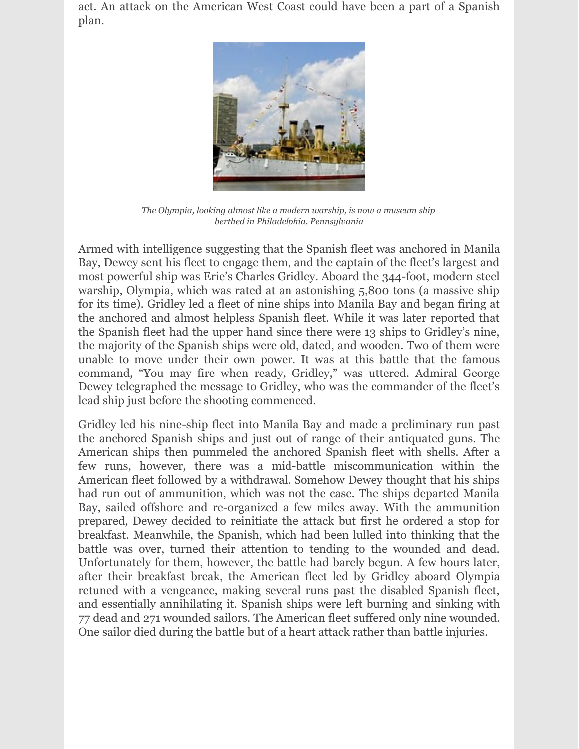act. An attack on the American West Coast could have been a part of a Spanish plan.

*The Olympia, looking almost like a modern warship, is now a museum ship berthed in Philadelphia, Pennsylvania*

Armed with intelligence suggesting that the Spanish fleet was anchored in Manila Bay, Dewey sent his fleet to engage them, and the captain of the fleet's largest and most powerful ship was Erie's Charles Gridley. Aboard the 344-foot, modern steel warship, Olympia, which was rated at an astonishing 5,800 tons (a massive ship for its time). Gridley led a fleet of nine ships into Manila Bay and began firing at the anchored and almost helpless Spanish fleet. While it was later reported that the Spanish fleet had the upper hand since there were 13 ships to Gridley's nine, the majority of the Spanish ships were old, dated, and wooden. Two of them were unable to move under their own power. It was at this battle that the famous command, "You may fire when ready, Gridley," was uttered. Admiral George Dewey telegraphed the message to Gridley, who was the commander of the fleet's lead ship just before the shooting commenced.

Gridley led his nine-ship fleet into Manila Bay and made a preliminary run past the anchored Spanish ships and just out of range of their antiquated guns. The American ships then pummeled the anchored Spanish fleet with shells. After a few runs, however, there was a mid-battle miscommunication within the American fleet followed by a withdrawal. Somehow Dewey thought that his ships had run out of ammunition, which was not the case. The ships departed Manila Bay, sailed offshore and re-organized a few miles away. With the ammunition prepared, Dewey decided to reinitiate the attack but first he ordered a stop for breakfast. Meanwhile, the Spanish, which had been lulled into thinking that the battle was over, turned their attention to tending to the wounded and dead. Unfortunately for them, however, the battle had barely begun. A few hours later, after their breakfast break, the American fleet led by Gridley aboard Olympia retuned with a vengeance, making several runs past the disabled Spanish fleet, and essentially annihilating it. Spanish ships were left burning and sinking with 77 dead and 271 wounded sailors. The American fleet suffered only nine wounded. One sailor died during the battle but of a heart attack rather than battle injuries.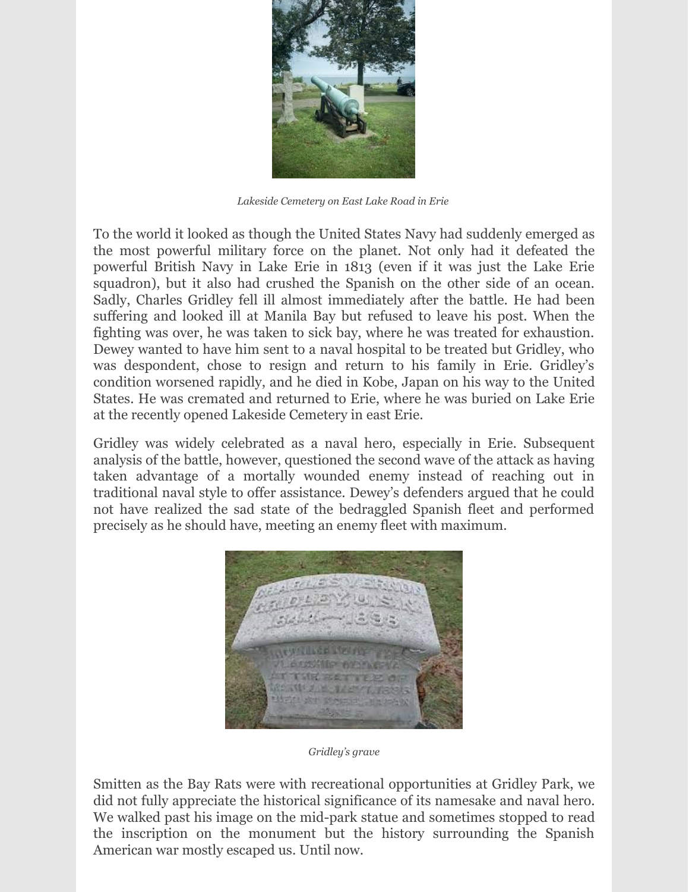*Lakeside Cemetery on East Lake Road in Erie*

To the world it looked as though the United States Navy had suddenly emerged as the most powerful military force on the planet. Not only had it defeated the powerful British Navy in Lake Erie in 1813 (even if it was just the Lake Erie squadron), but it also had crushed the Spanish on the other side of an ocean. Sadly, Charles Gridley fell ill almost immediately after the battle. He had been suffering and looked ill at Manila Bay but refused to leave his post. When the fighting was over, he was taken to sick bay, where he was treated for exhaustion. Dewey wanted to have him sent to a naval hospital to be treated but Gridley, who was despondent, chose to resign and return to his family in Erie. Gridley's condition worsened rapidly, and he died in Kobe, Japan on his way to the United States. He was cremated and returned to Erie, where he was buried on Lake Erie at the recently opened Lakeside Cemetery in east Erie.

Gridley was widely celebrated as a naval hero, especially in Erie. Subsequent analysis of the battle, however, questioned the second wave of the attack as having taken advantage of a mortally wounded enemy instead of reaching out in traditional naval style to offer assistance. Dewey's defenders argued that he could not have realized the sad state of the bedraggled Spanish fleet and performed precisely as he should have, meeting an enemy fleet with maximum.

*Gridley's grave*

Smitten as the Bay Rats were with recreational opportunities at Gridley Park, we did not fully appreciate the historical significance of its namesake and naval hero. We walked past his image on the mid-park statue and sometimes stopped to read the inscription on the monument but the history surrounding the Spanish American war mostly escaped us. Until now.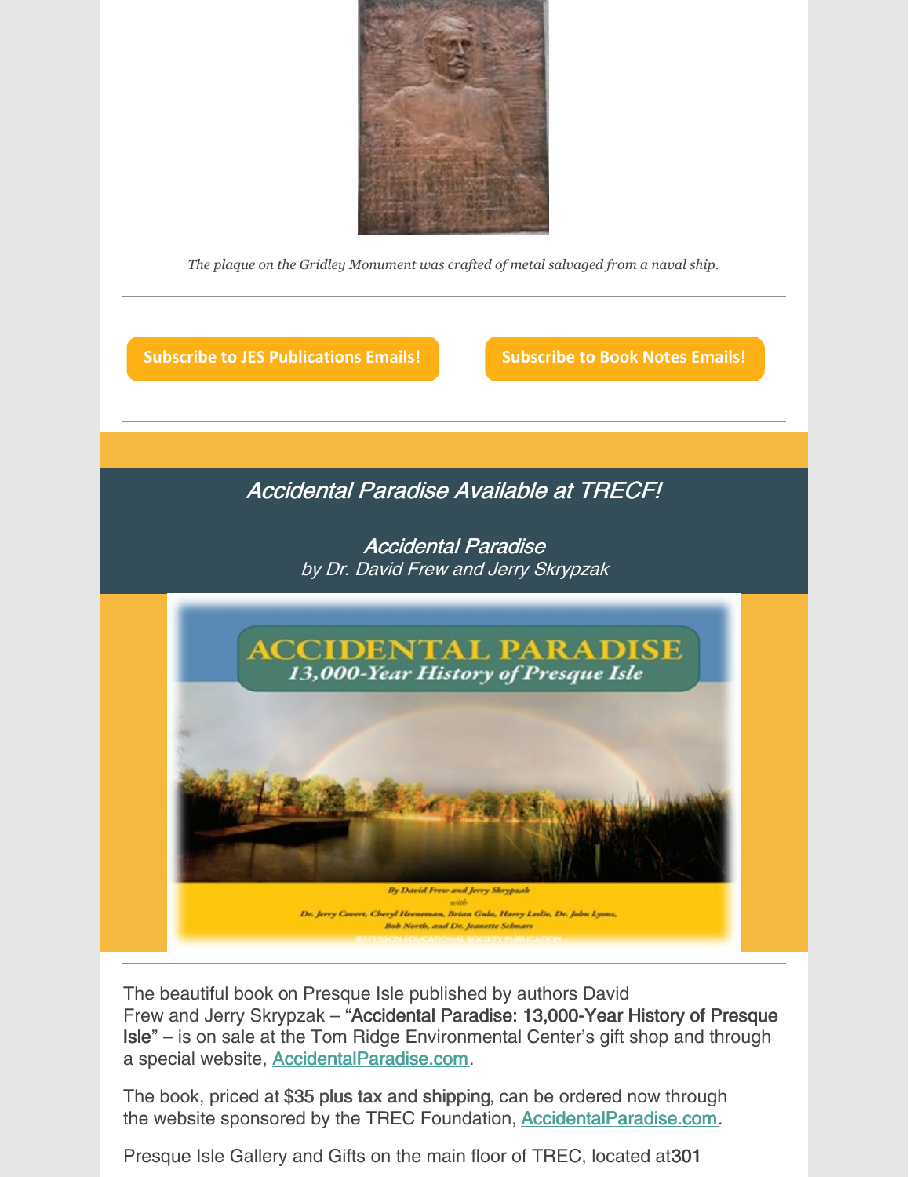*The plaque on the Gridley Monument was crafted of metal salvaged from a naval ship.*

---

**Subscribe to JES Publications Emails!** **Subscribe to Book Notes Emails!**

---

## *Accidental Paradise Available at TRECF!*

### *Accidental Paradise*

*by Dr. David Frew and Jerry Skrypzak*

---

The beautiful book on Presque Isle published by authors David Frew and Jerry Skrypzak – "Accidental Paradise: 13,000-Year History of Presque Isle" – is on sale at the Tom Ridge Environmental Center's gift shop and through a special website, [AccidentalParadise.com](AccidentalParadise.com).

The book, priced at $35 plus tax and shipping, can be ordered now through the website sponsored by the TREC Foundation, [AccidentalParadise.com](AccidentalParadise.com).

Presque Isle Gallery and Gifts on the main floor of TREC, located at **301**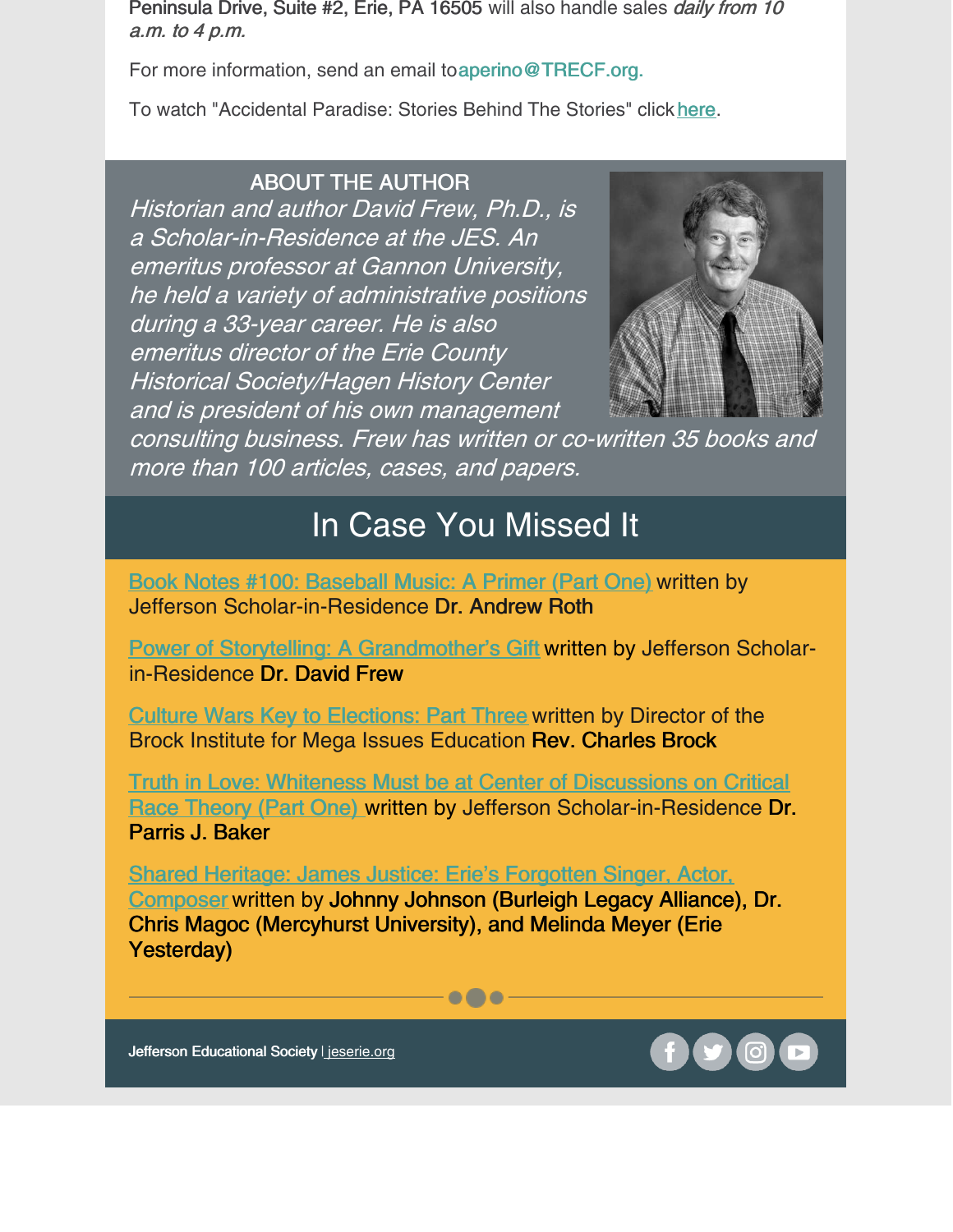Peninsula Drive, Suite #2, Erie, PA 16505 will also handle sales *daily from 10 a.m. to 4 p.m.*

For more information, send an email to aperino@TRECF.org.

To watch "Accidental Paradise: Stories Behind The Stories" click here.

ABOUT THE AUTHOR

*Historian and author David Frew, Ph.D., is a Scholar-in-Residence at the JES. An emeritus professor at Gannon University, he held a variety of administrative positions during a 33-year career. He is also emeritus director of the Erie County Historical Society/Hagen History Center and is president of his own management consulting business. Frew has written or co-written 35 books and more than 100 articles, cases, and papers.*

## In Case You Missed It

Book Notes #100: Baseball Music: A Primer (Part One) written by Jefferson Scholar-in-Residence **Dr. Andrew Roth**

Power of Storytelling: A Grandmother's Gift written by Jefferson Scholar-in-Residence **Dr. David Frew**

Culture Wars Key to Elections: Part Three written by Director of the Brock Institute for Mega Issues Education **Rev. Charles Brock**

Truth in Love: Whiteness Must be at Center of Discussions on Critical Race Theory (Part One) written by Jefferson Scholar-in-Residence **Dr. Parris J. Baker**

Shared Heritage: James Justice: Erie's Forgotten Singer, Actor, Composer written by **Johnny Johnson (Burleigh Legacy Alliance), Dr. Chris Magoc (Mercyhurst University), and Melinda Meyer (Erie Yesterday)**

Jefferson Educational Society | jeserie.org